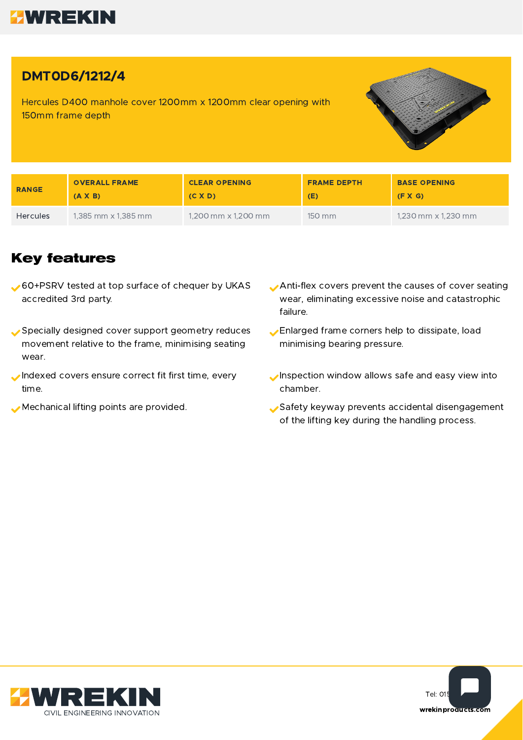# DMT0D6/1212/4

Hercules D400 manhole cover 1200mm x 1200mm clear opening with 150mm frame depth

| RANGE | OVERALL FRAME (A X B) | CLEAR OPENING (C X D) | FRAME DEPTH (E) | BASE OPENING (F X G) |
|---|---|---|---|---|
| Hercules | 1,385 mm x 1,385 mm | 1,200 mm x 1,200 mm | 150 mm | 1,230 mm x 1,230 mm |

## Key features

- 60+PSRV tested at top surface of chequer by UKAS accredited 3rd party.
- Specially designed cover support geometry reduces movement relative to the frame, minimising seating wear.
- Indexed covers ensure correct fit first time, every time.
- Mechanical lifting points are provided.
- Anti-flex covers prevent the causes of cover seating wear, eliminating excessive noise and catastrophic failure.
- Enlarged frame corners help to dissipate, load minimising bearing pressure.
- Inspection window allows safe and easy view into chamber.
- Safety keyway prevents accidental disengagement of the lifting key during the handling process.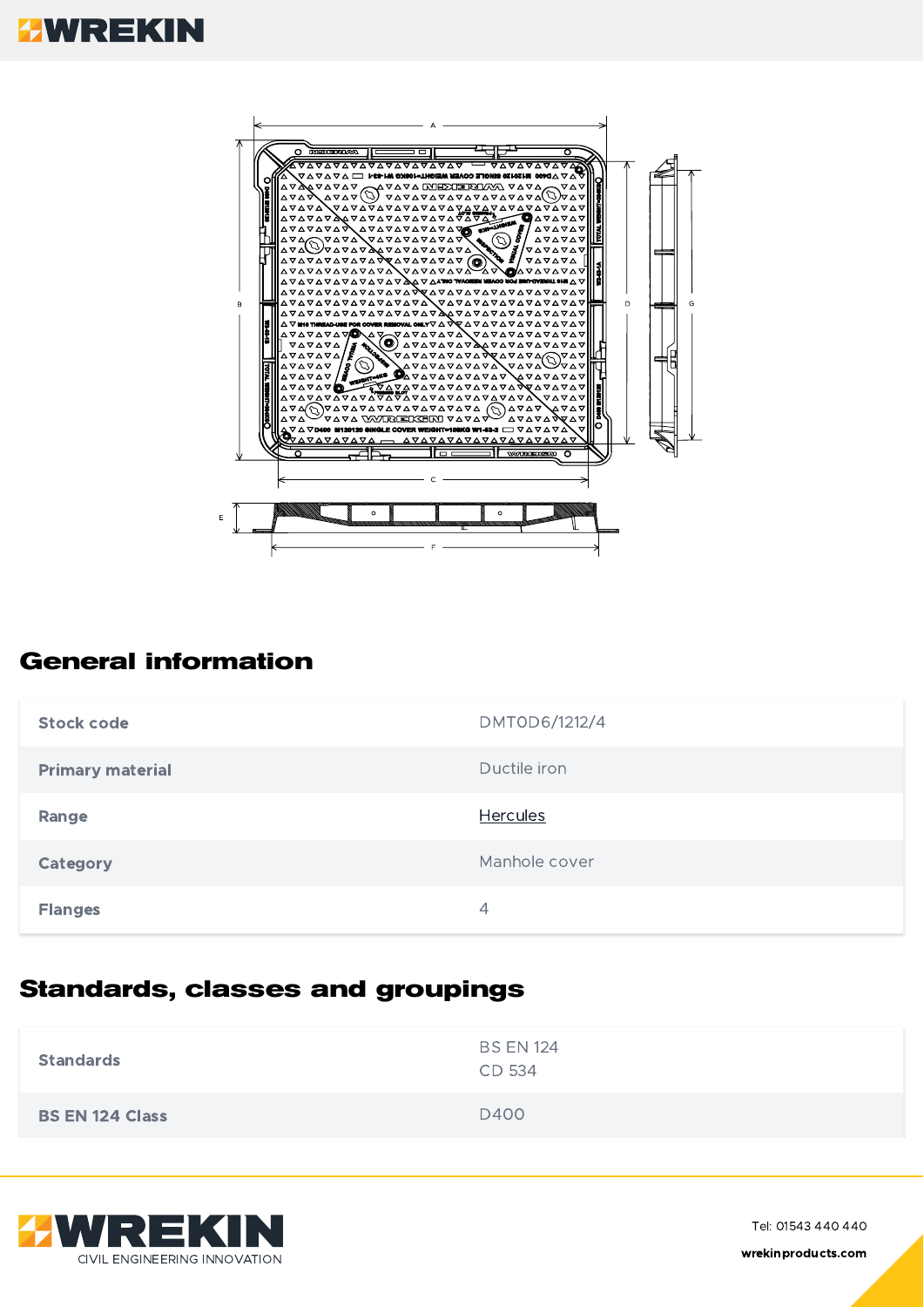## General information

| | |
|---|---|
| Stock code | DMT0D6/1212/4 |
| Primary material | Ductile iron |
| Range | Hercules |
| Category | Manhole cover |
| Flanges | 4 |

## Standards, classes and groupings

| | |
|---|---|
| Standards | BS EN 124<br>CD 534 |
| BS EN 124 Class | D400 |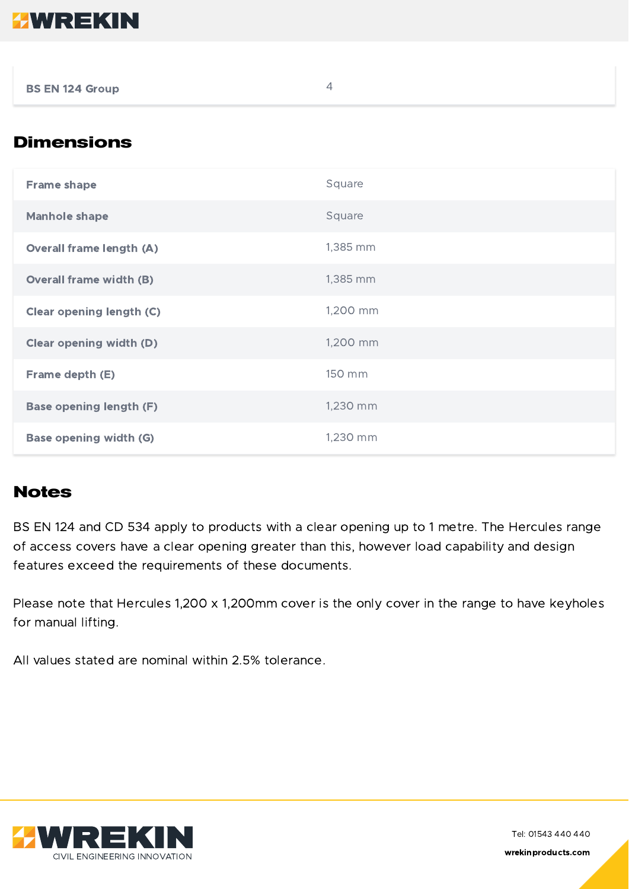| BS EN 124 Group | 4 |
|---|---|

## Dimensions

| Frame shape | Square |
|---|---|
| Manhole shape | Square |
| Overall frame length (A) | 1,385 mm |
| Overall frame width (B) | 1,385 mm |
| Clear opening length (C) | 1,200 mm |
| Clear opening width (D) | 1,200 mm |
| Frame depth (E) | 150 mm |
| Base opening length (F) | 1,230 mm |
| Base opening width (G) | 1,230 mm |

## Notes

BS EN 124 and CD 534 apply to products with a clear opening up to 1 metre. The Hercules range of access covers have a clear opening greater than this, however load capability and design features exceed the requirements of these documents.

Please note that Hercules 1,200 x 1,200mm cover is the only cover in the range to have keyholes for manual lifting.

All values stated are nominal within 2.5% tolerance.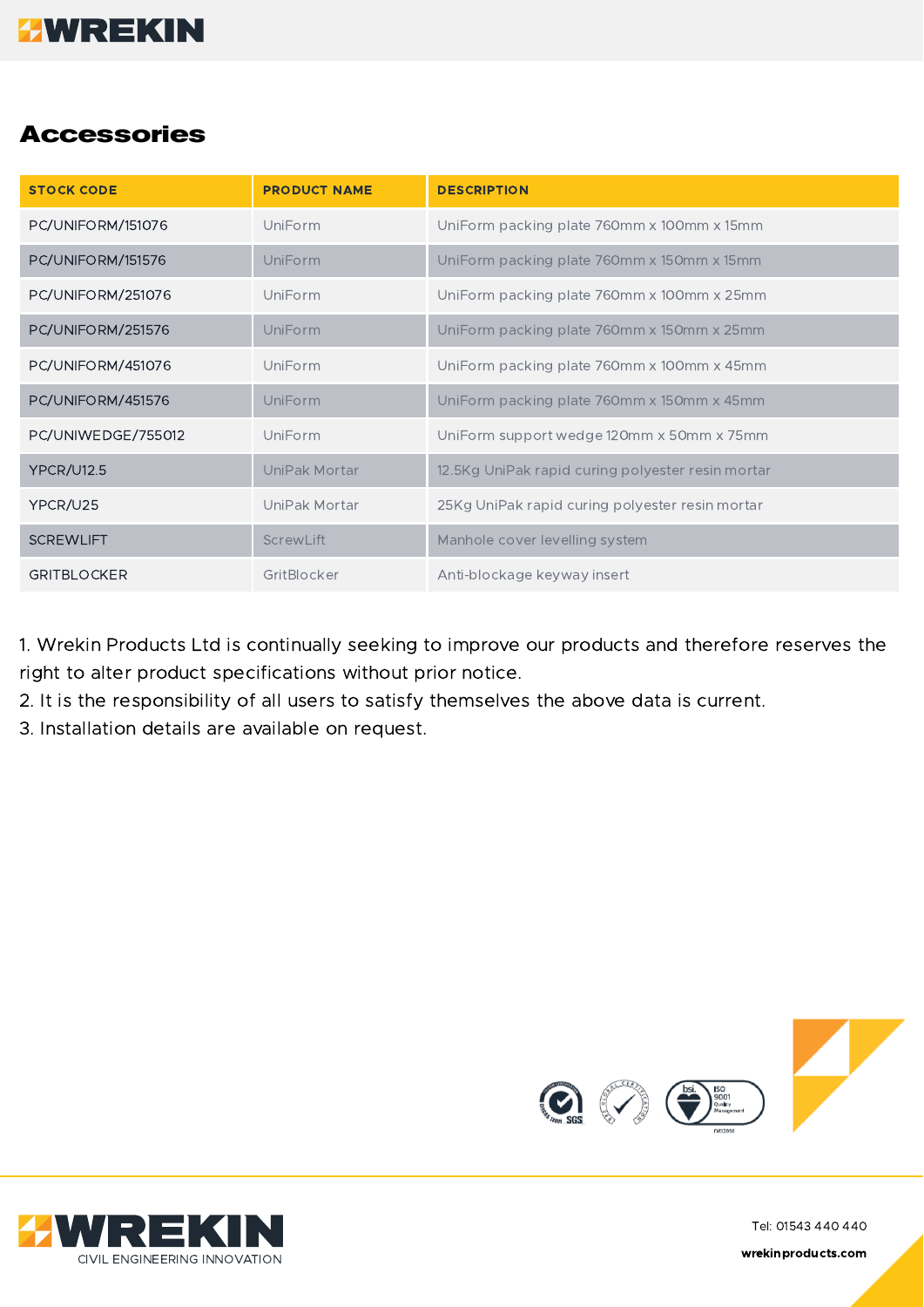## Accessories

| STOCK CODE | PRODUCT NAME | DESCRIPTION |
| --- | --- | --- |
| PC/UNIFORM/151076 | UniForm | UniForm packing plate 760mm x 100mm x 15mm |
| PC/UNIFORM/151576 | UniForm | UniForm packing plate 760mm x 150mm x 15mm |
| PC/UNIFORM/251076 | UniForm | UniForm packing plate 760mm x 100mm x 25mm |
| PC/UNIFORM/251576 | UniForm | UniForm packing plate 760mm x 150mm x 25mm |
| PC/UNIFORM/451076 | UniForm | UniForm packing plate 760mm x 100mm x 45mm |
| PC/UNIFORM/451576 | UniForm | UniForm packing plate 760mm x 150mm x 45mm |
| PC/UNIWEDGE/755012 | UniForm | UniForm support wedge 120mm x 50mm x 75mm |
| YPCR/U12.5 | UniPak Mortar | 12.5Kg UniPak rapid curing polyester resin mortar |
| YPCR/U25 | UniPak Mortar | 25Kg UniPak rapid curing polyester resin mortar |
| SCREWLIFT | ScrewLift | Manhole cover levelling system |
| GRITBLOCKER | GritBlocker | Anti-blockage keyway insert |

1. Wrekin Products Ltd is continually seeking to improve our products and therefore reserves the right to alter product specifications without prior notice.
2. It is the responsibility of all users to satisfy themselves the above data is current.
3. Installation details are available on request.

WREKIN
CIVIL ENGINEERING INNOVATION

Tel: 01543 440 440
wrekinproducts.com